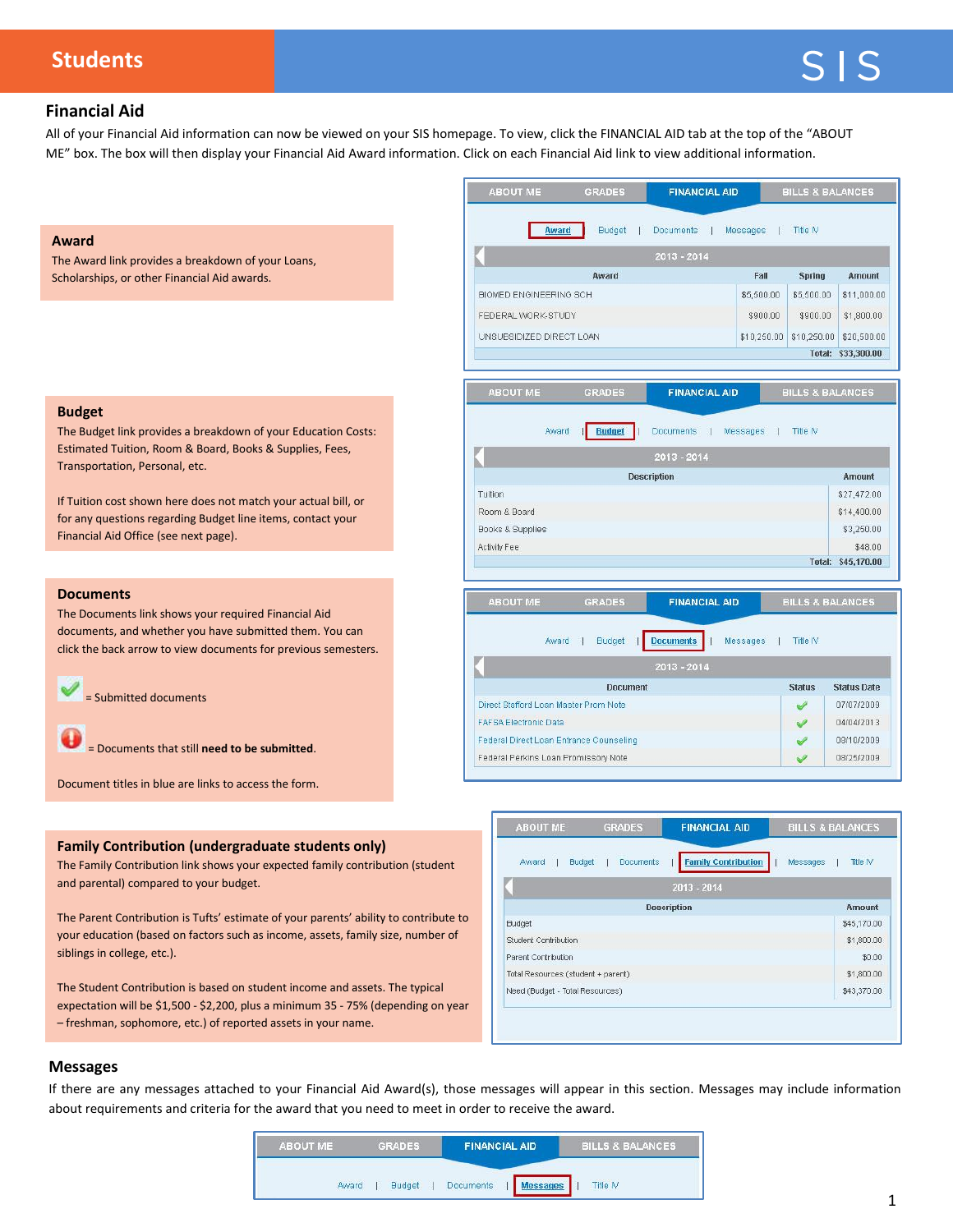# Students

SIS

## Financial Aid

All of your Financial Aid information can now be viewed on your SIS homepage. To view, click the FINANCIAL AID tab at the top of the "ABOUT ME" box. The box will then display your Financial Aid Award information. Click on each Financial Aid link to view additional information.

### Award

The Award link provides a breakdown of your Loans, Scholarships, or other Financial Aid awards.

ABOUT ME | GRADES | FINANCIAL AID | BILLS & BALANCES

Award | Budget | Documents | Messages | Title IV

2013 - 2014

| Award | Fall | Spring | Amount |
|---|---|---|---|
| BIOMED ENGINEERING SCH | $5,500.00 | $5,500.00 | $11,000.00 |
| FEDERAL WORK-STUDY | $900.00 | $900.00 | $1,800.00 |
| UNSUBSIDIZED DIRECT LOAN | $10,250.00 | $10,250.00 | $20,500.00 |
| | | Total: | $33,300.00 |

### Budget

The Budget link provides a breakdown of your Education Costs: Estimated Tuition, Room & Board, Books & Supplies, Fees, Transportation, Personal, etc.

If Tuition cost shown here does not match your actual bill, or for any questions regarding Budget line items, contact your Financial Aid Office (see next page).

ABOUT ME | GRADES | FINANCIAL AID | BILLS & BALANCES

Award | Budget | Documents | Messages | Title IV

2013 - 2014

| Description | Amount |
|---|---|
| Tuition | $27,472.00 |
| Room & Board | $14,400.00 |
| Books & Supplies | $3,250.00 |
| Activity Fee | $48.00 |
| Total: | $45,170.00 |

### Documents

The Documents link shows your required Financial Aid documents, and whether you have submitted them. You can click the back arrow to view documents for previous semesters.

✔ = Submitted documents

❗ = Documents that still **need to be submitted**.

Document titles in blue are links to access the form.

ABOUT ME | GRADES | FINANCIAL AID | BILLS & BALANCES

Award | Budget | Documents | Messages | Title IV

2013 - 2014

| Document | Status | Status Date |
|---|---|---|
| Direct Stafford Loan Master Prom Note | ✔ | 07/07/2009 |
| FAFSA Electronic Data | ✔ | 04/04/2013 |
| Federal Direct Loan Entrance Counseling | ✔ | 08/10/2009 |
| Federal Perkins Loan Promissory Note | ✔ | 08/25/2009 |

### Family Contribution (undergraduate students only)

The Family Contribution link shows your expected family contribution (student and parental) compared to your budget.

The Parent Contribution is Tufts' estimate of your parents' ability to contribute to your education (based on factors such as income, assets, family size, number of siblings in college, etc.).

The Student Contribution is based on student income and assets. The typical expectation will be $1,500 - $2,200, plus a minimum 35 - 75% (depending on year – freshman, sophomore, etc.) of reported assets in your name.

ABOUT ME | GRADES | FINANCIAL AID | BILLS & BALANCES

Award | Budget | Documents | Family Contribution | Messages | Title IV

2013 - 2014

| Description | Amount |
|---|---|
| Budget | $45,170.00 |
| Student Contribution | $1,800.00 |
| Parent Contribution | $0.00 |
| Total Resources (student + parent) | $1,800.00 |
| Need (Budget - Total Resources) | $43,370.00 |

### Messages

If there are any messages attached to your Financial Aid Award(s), those messages will appear in this section. Messages may include information about requirements and criteria for the award that you need to meet in order to receive the award.

ABOUT ME | GRADES | FINANCIAL AID | BILLS & BALANCES

Award | Budget | Documents | Messages | Title IV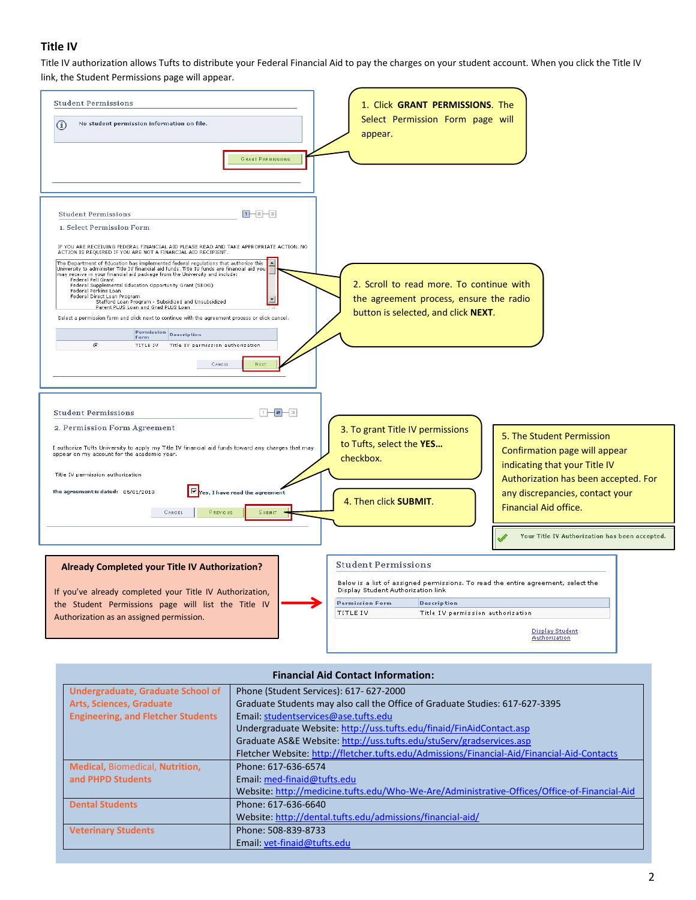## Title IV

Title IV authorization allows Tufts to distribute your Federal Financial Aid to pay the charges on your student account. When you click the Title IV link, the Student Permissions page will appear.

Student Permissions

No student permission information on file.

GRANT PERMISSIONS

1. Click **GRANT PERMISSIONS**. The Select Permission Form page will appear.

Student Permissions

1. Select Permission Form

IF YOU ARE RECEIVING FEDERAL FINANCIAL AID PLEASE READ AND TAKE APPROPRIATE ACTION. NO ACTION IS REQUIRED IF YOU ARE NOT A FINANCIAL AID RECIPIENT.

The Department of Education has implemented federal regulations that authorize this University to administer Title IV financial aid funds. Title IV funds are financial aid you may receive in your financial aid package from the University and include:
Federal Pell Grant
Federal Supplemental Education Opportunity Grant (SEOG)
Federal Perkins Loan
Federal Direct Loan Program
Stafford Loan Program - Subsidized and Unsubsidized
Parent PLUS Loan and Grad PLUS Loan

Select a permission form and click next to continue with the agreement process or click cancel.

| | Permission Form | Description |
|---|---|---|
| ◉ | TITLE IV | Title IV permission authorization |

CANCEL NEXT

2. Scroll to read more. To continue with the agreement process, ensure the radio button is selected, and click **NEXT**.

Student Permissions

2. Permission Form Agreement

I authorize Tufts University to apply my Title IV financial aid funds toward any charges that may appear on my account for the academic year.

Title IV permission authorization

The agreement is dated: 05/01/2013 ☑ Yes, I have read the agreement

CANCEL PREVIOUS SUBMIT

3. To grant Title IV permissions to Tufts, select the **YES…** checkbox.

4. Then click **SUBMIT**.

5. The Student Permission Confirmation page will appear indicating that your Title IV Authorization has been accepted. For any discrepancies, contact your Financial Aid office.

Your Title IV Authorization has been accepted.

**Already Completed your Title IV Authorization?**

If you've already completed your Title IV Authorization, the Student Permissions page will list the Title IV Authorization as an assigned permission.

Student Permissions

Below is a list of assigned permissions. To read the entire agreement, select the Display Student Authorization link

| Permission Form | Description |
|---|---|
| TITLE IV | Title IV permission authorization |

Display Student Authorization

**Financial Aid Contact Information:**

| | |
|---|---|
| **Undergraduate, Graduate School of Arts, Sciences, Graduate Engineering, and Fletcher Students** | Phone (Student Services): 617- 627-2000<br>Graduate Students may also call the Office of Graduate Studies: 617-627-3395<br>Email: studentservices@ase.tufts.edu<br>Undergraduate Website: http://uss.tufts.edu/finaid/FinAidContact.asp<br>Graduate AS&E Website: http://uss.tufts.edu/stuServ/gradservices.asp<br>Fletcher Website: http://fletcher.tufts.edu/Admissions/Financial-Aid/Financial-Aid-Contacts |
| **Medical,** Biomedical, **Nutrition, and PHPD Students** | Phone: 617-636-6574<br>Email: med-finaid@tufts.edu<br>Website: http://medicine.tufts.edu/Who-We-Are/Administrative-Offices/Office-of-Financial-Aid |
| **Dental Students** | Phone: 617-636-6640<br>Website: http://dental.tufts.edu/admissions/financial-aid/ |
| **Veterinary Students** | Phone: 508-839-8733<br>Email: vet-finaid@tufts.edu |